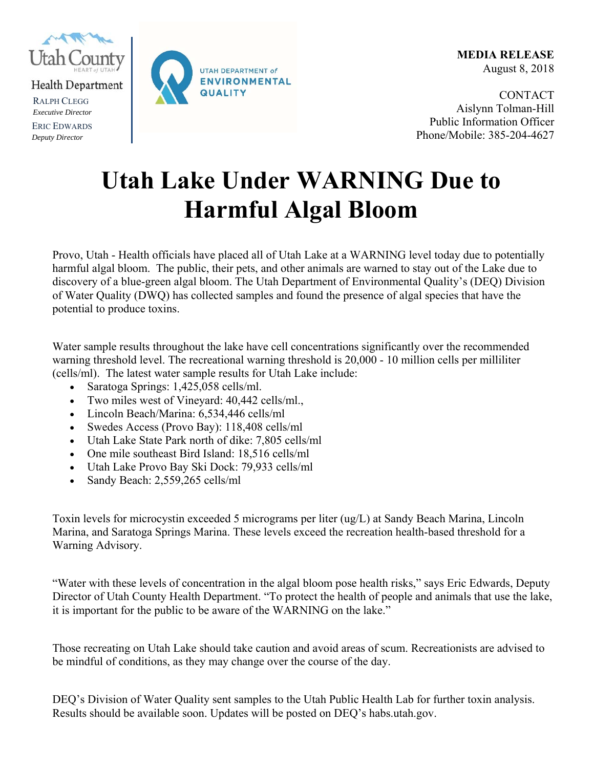Utah County Health Department

RALPH CLEGG
*Executive Director*

ERIC EDWARDS
*Deputy Director*

UTAH DEPARTMENT of ENVIRONMENTAL QUALITY

**MEDIA RELEASE**
August 8, 2018

CONTACT
Aislynn Tolman-Hill
Public Information Officer
Phone/Mobile: 385-204-4627

# Utah Lake Under WARNING Due to Harmful Algal Bloom

Provo, Utah - Health officials have placed all of Utah Lake at a WARNING level today due to potentially harmful algal bloom. The public, their pets, and other animals are warned to stay out of the Lake due to discovery of a blue-green algal bloom. The Utah Department of Environmental Quality's (DEQ) Division of Water Quality (DWQ) has collected samples and found the presence of algal species that have the potential to produce toxins.

Water sample results throughout the lake have cell concentrations significantly over the recommended warning threshold level. The recreational warning threshold is 20,000 - 10 million cells per milliliter (cells/ml). The latest water sample results for Utah Lake include:

- Saratoga Springs: 1,425,058 cells/ml.
- Two miles west of Vineyard: 40,442 cells/ml.,
- Lincoln Beach/Marina: 6,534,446 cells/ml
- Swedes Access (Provo Bay): 118,408 cells/ml
- Utah Lake State Park north of dike: 7,805 cells/ml
- One mile southeast Bird Island: 18,516 cells/ml
- Utah Lake Provo Bay Ski Dock: 79,933 cells/ml
- Sandy Beach: 2,559,265 cells/ml

Toxin levels for microcystin exceeded 5 micrograms per liter (ug/L) at Sandy Beach Marina, Lincoln Marina, and Saratoga Springs Marina. These levels exceed the recreation health-based threshold for a Warning Advisory.

"Water with these levels of concentration in the algal bloom pose health risks," says Eric Edwards, Deputy Director of Utah County Health Department. "To protect the health of people and animals that use the lake, it is important for the public to be aware of the WARNING on the lake."

Those recreating on Utah Lake should take caution and avoid areas of scum. Recreationists are advised to be mindful of conditions, as they may change over the course of the day.

DEQ's Division of Water Quality sent samples to the Utah Public Health Lab for further toxin analysis. Results should be available soon. Updates will be posted on DEQ's habs.utah.gov.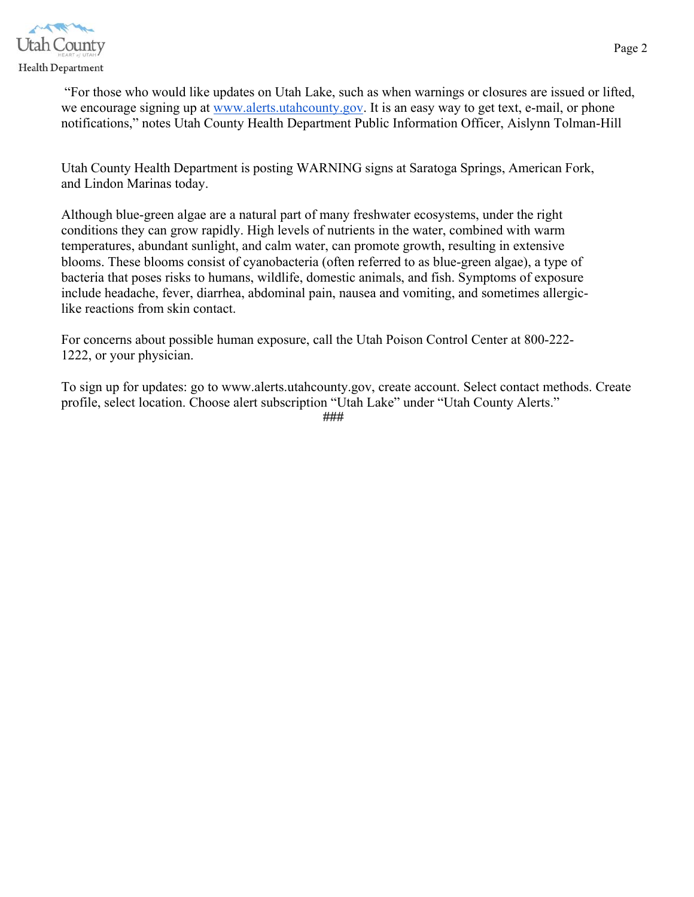"For those who would like updates on Utah Lake, such as when warnings or closures are issued or lifted, we encourage signing up at [www.alerts.utahcounty.gov](http://www.alerts.utahcounty.gov). It is an easy way to get text, e-mail, or phone notifications," notes Utah County Health Department Public Information Officer, Aislynn Tolman-Hill

Utah County Health Department is posting WARNING signs at Saratoga Springs, American Fork, and Lindon Marinas today.

Although blue-green algae are a natural part of many freshwater ecosystems, under the right conditions they can grow rapidly. High levels of nutrients in the water, combined with warm temperatures, abundant sunlight, and calm water, can promote growth, resulting in extensive blooms. These blooms consist of cyanobacteria (often referred to as blue-green algae), a type of bacteria that poses risks to humans, wildlife, domestic animals, and fish. Symptoms of exposure include headache, fever, diarrhea, abdominal pain, nausea and vomiting, and sometimes allergic-like reactions from skin contact.

For concerns about possible human exposure, call the Utah Poison Control Center at 800-222-1222, or your physician.

To sign up for updates: go to www.alerts.utahcounty.gov, create account. Select contact methods. Create profile, select location. Choose alert subscription "Utah Lake" under "Utah County Alerts."

###